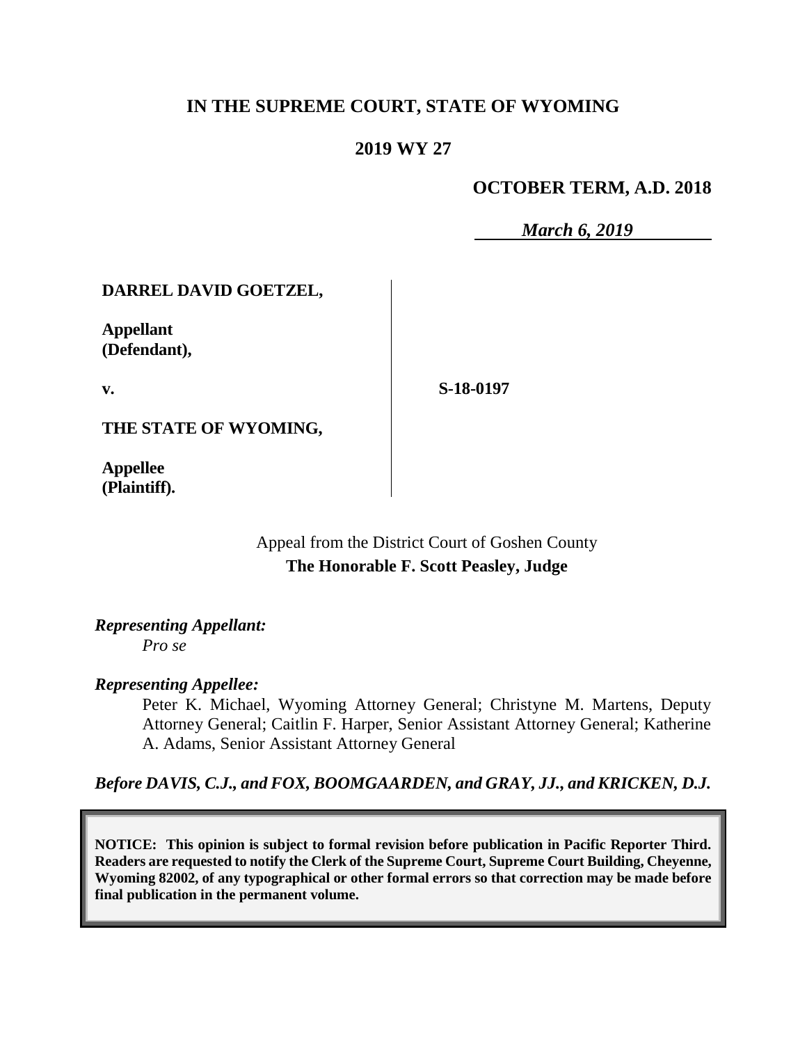# IN THE SUPREME COURT, STATE OF WYOMING

## 2019 WY 27

**OCTOBER TERM, A.D. 2018**

*March 6, 2019*

**DARREL DAVID GOETZEL,**

**Appellant (Defendant),**

**v.**

**THE STATE OF WYOMING,**

**Appellee (Plaintiff).**

**S-18-0197**

Appeal from the District Court of Goshen County
**The Honorable F. Scott Peasley, Judge**

*Representing Appellant:*
*Pro se*

*Representing Appellee:*
Peter K. Michael, Wyoming Attorney General; Christyne M. Martens, Deputy Attorney General; Caitlin F. Harper, Senior Assistant Attorney General; Katherine A. Adams, Senior Assistant Attorney General

*Before DAVIS, C.J., and FOX, BOOMGAARDEN, and GRAY, JJ., and KRICKEN, D.J.*

**NOTICE: This opinion is subject to formal revision before publication in Pacific Reporter Third. Readers are requested to notify the Clerk of the Supreme Court, Supreme Court Building, Cheyenne, Wyoming 82002, of any typographical or other formal errors so that correction may be made before final publication in the permanent volume.**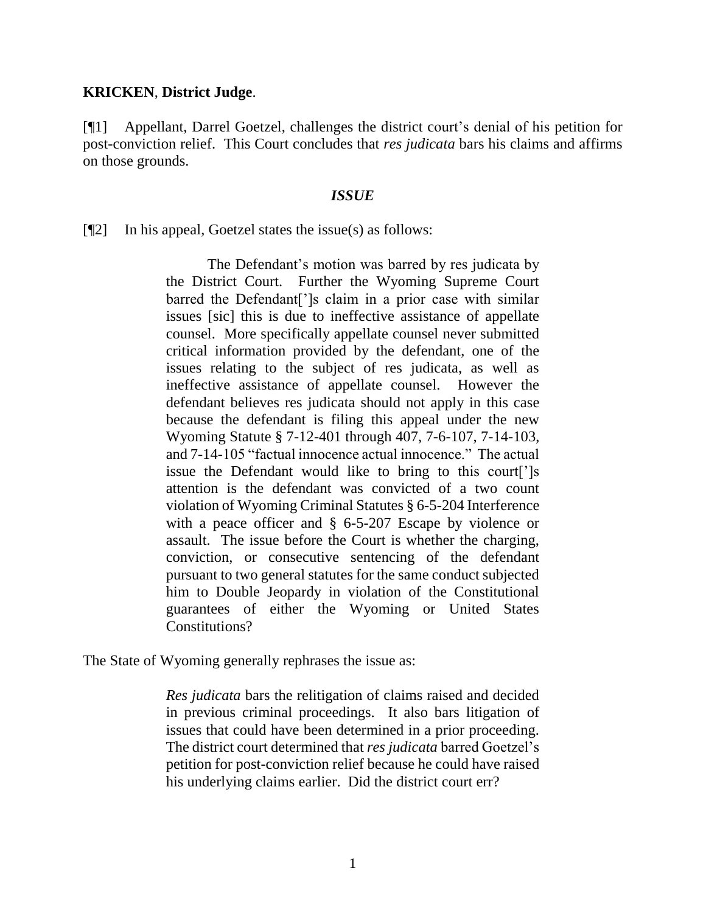**KRICKEN**, **District Judge**.

[¶1] Appellant, Darrel Goetzel, challenges the district court's denial of his petition for post-conviction relief. This Court concludes that *res judicata* bars his claims and affirms on those grounds.

### *ISSUE*

[¶2] In his appeal, Goetzel states the issue(s) as follows:

> The Defendant's motion was barred by res judicata by the District Court. Further the Wyoming Supreme Court barred the Defendant[']s claim in a prior case with similar issues [sic] this is due to ineffective assistance of appellate counsel. More specifically appellate counsel never submitted critical information provided by the defendant, one of the issues relating to the subject of res judicata, as well as ineffective assistance of appellate counsel. However the defendant believes res judicata should not apply in this case because the defendant is filing this appeal under the new Wyoming Statute § 7-12-401 through 407, 7-6-107, 7-14-103, and 7-14-105 "factual innocence actual innocence." The actual issue the Defendant would like to bring to this court[']s attention is the defendant was convicted of a two count violation of Wyoming Criminal Statutes § 6-5-204 Interference with a peace officer and § 6-5-207 Escape by violence or assault. The issue before the Court is whether the charging, conviction, or consecutive sentencing of the defendant pursuant to two general statutes for the same conduct subjected him to Double Jeopardy in violation of the Constitutional guarantees of either the Wyoming or United States Constitutions?

The State of Wyoming generally rephrases the issue as:

> *Res judicata* bars the relitigation of claims raised and decided in previous criminal proceedings. It also bars litigation of issues that could have been determined in a prior proceeding. The district court determined that *res judicata* barred Goetzel's petition for post-conviction relief because he could have raised his underlying claims earlier. Did the district court err?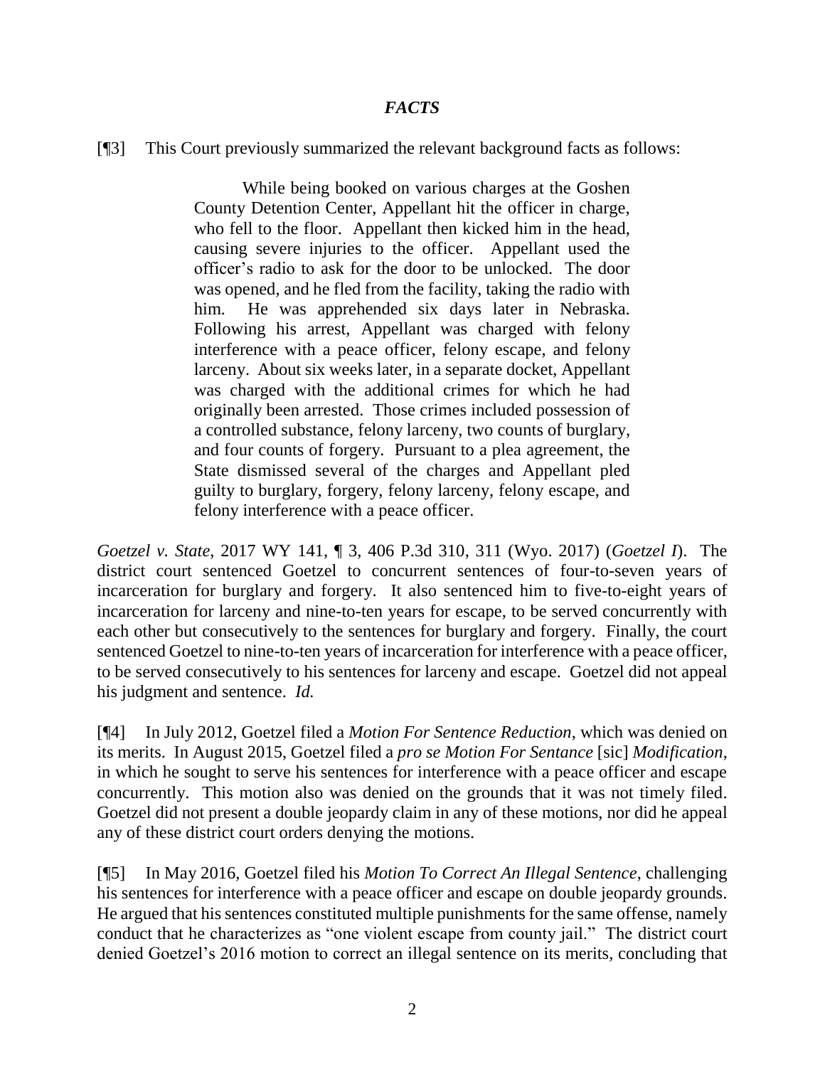## *FACTS*

[¶3] This Court previously summarized the relevant background facts as follows:

> While being booked on various charges at the Goshen County Detention Center, Appellant hit the officer in charge, who fell to the floor. Appellant then kicked him in the head, causing severe injuries to the officer. Appellant used the officer's radio to ask for the door to be unlocked. The door was opened, and he fled from the facility, taking the radio with him. He was apprehended six days later in Nebraska. Following his arrest, Appellant was charged with felony interference with a peace officer, felony escape, and felony larceny. About six weeks later, in a separate docket, Appellant was charged with the additional crimes for which he had originally been arrested. Those crimes included possession of a controlled substance, felony larceny, two counts of burglary, and four counts of forgery. Pursuant to a plea agreement, the State dismissed several of the charges and Appellant pled guilty to burglary, forgery, felony larceny, felony escape, and felony interference with a peace officer.

*Goetzel v. State*, 2017 WY 141, ¶ 3, 406 P.3d 310, 311 (Wyo. 2017) (*Goetzel I*). The district court sentenced Goetzel to concurrent sentences of four-to-seven years of incarceration for burglary and forgery. It also sentenced him to five-to-eight years of incarceration for larceny and nine-to-ten years for escape, to be served concurrently with each other but consecutively to the sentences for burglary and forgery. Finally, the court sentenced Goetzel to nine-to-ten years of incarceration for interference with a peace officer, to be served consecutively to his sentences for larceny and escape. Goetzel did not appeal his judgment and sentence. *Id.*

[¶4] In July 2012, Goetzel filed a *Motion For Sentence Reduction*, which was denied on its merits. In August 2015, Goetzel filed a *pro se Motion For Sentance* [sic] *Modification*, in which he sought to serve his sentences for interference with a peace officer and escape concurrently. This motion also was denied on the grounds that it was not timely filed. Goetzel did not present a double jeopardy claim in any of these motions, nor did he appeal any of these district court orders denying the motions.

[¶5] In May 2016, Goetzel filed his *Motion To Correct An Illegal Sentence*, challenging his sentences for interference with a peace officer and escape on double jeopardy grounds. He argued that his sentences constituted multiple punishments for the same offense, namely conduct that he characterizes as "one violent escape from county jail." The district court denied Goetzel's 2016 motion to correct an illegal sentence on its merits, concluding that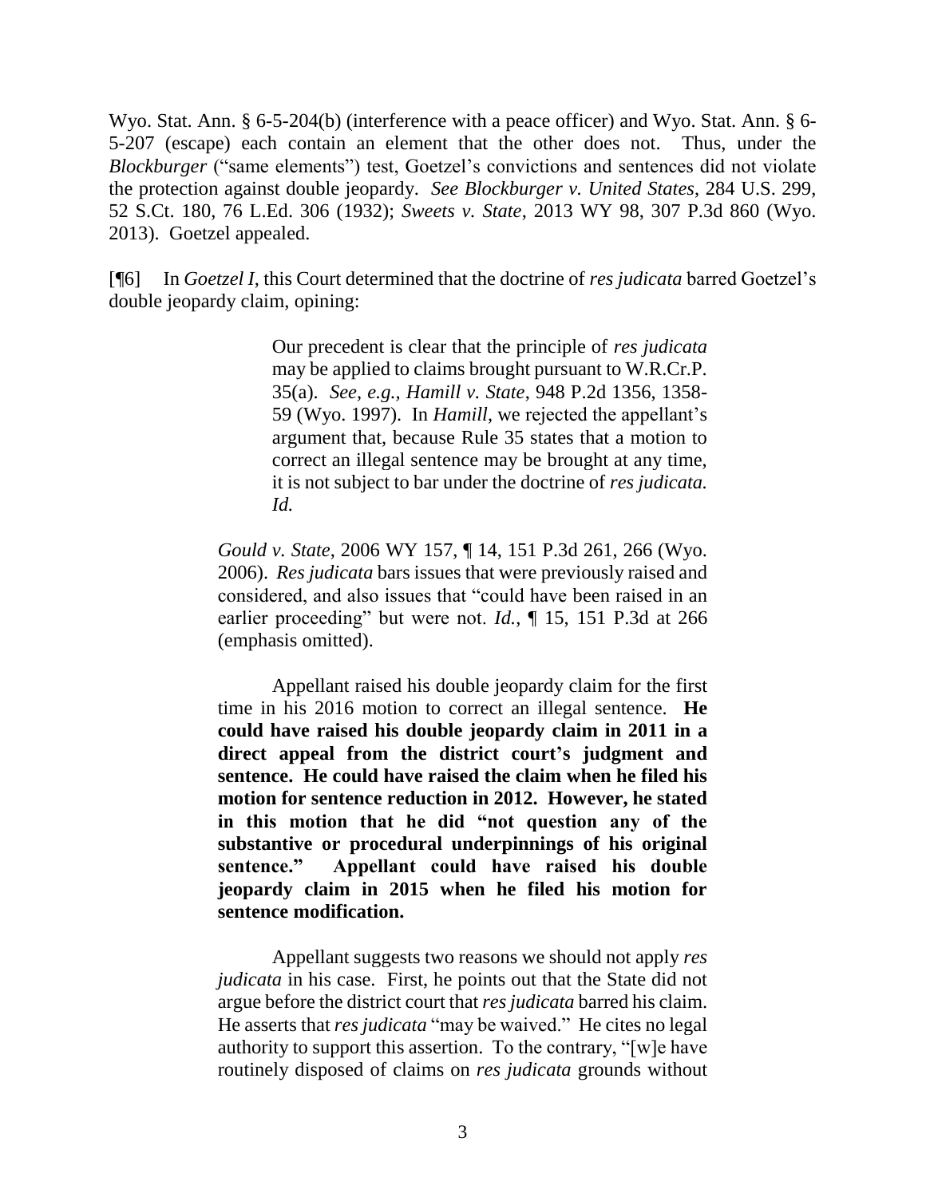Wyo. Stat. Ann. § 6-5-204(b) (interference with a peace officer) and Wyo. Stat. Ann. § 6-5-207 (escape) each contain an element that the other does not. Thus, under the *Blockburger* ("same elements") test, Goetzel's convictions and sentences did not violate the protection against double jeopardy. *See Blockburger v. United States*, 284 U.S. 299, 52 S.Ct. 180, 76 L.Ed. 306 (1932); *Sweets v. State*, 2013 WY 98, 307 P.3d 860 (Wyo. 2013). Goetzel appealed.

[¶6] In *Goetzel I*, this Court determined that the doctrine of *res judicata* barred Goetzel's double jeopardy claim, opining:

> Our precedent is clear that the principle of *res judicata* may be applied to claims brought pursuant to W.R.Cr.P. 35(a). *See, e.g., Hamill v. State*, 948 P.2d 1356, 1358-59 (Wyo. 1997). In *Hamill*, we rejected the appellant's argument that, because Rule 35 states that a motion to correct an illegal sentence may be brought at any time, it is not subject to bar under the doctrine of *res judicata. Id.*
>
> *Gould v. State*, 2006 WY 157, ¶ 14, 151 P.3d 261, 266 (Wyo. 2006). *Res judicata* bars issues that were previously raised and considered, and also issues that "could have been raised in an earlier proceeding" but were not. *Id.*, ¶ 15, 151 P.3d at 266 (emphasis omitted).
>
> Appellant raised his double jeopardy claim for the first time in his 2016 motion to correct an illegal sentence. **He could have raised his double jeopardy claim in 2011 in a direct appeal from the district court's judgment and sentence. He could have raised the claim when he filed his motion for sentence reduction in 2012. However, he stated in this motion that he did "not question any of the substantive or procedural underpinnings of his original sentence." Appellant could have raised his double jeopardy claim in 2015 when he filed his motion for sentence modification.**
>
> Appellant suggests two reasons we should not apply *res judicata* in his case. First, he points out that the State did not argue before the district court that *res judicata* barred his claim. He asserts that *res judicata* "may be waived." He cites no legal authority to support this assertion. To the contrary, "[w]e have routinely disposed of claims on *res judicata* grounds without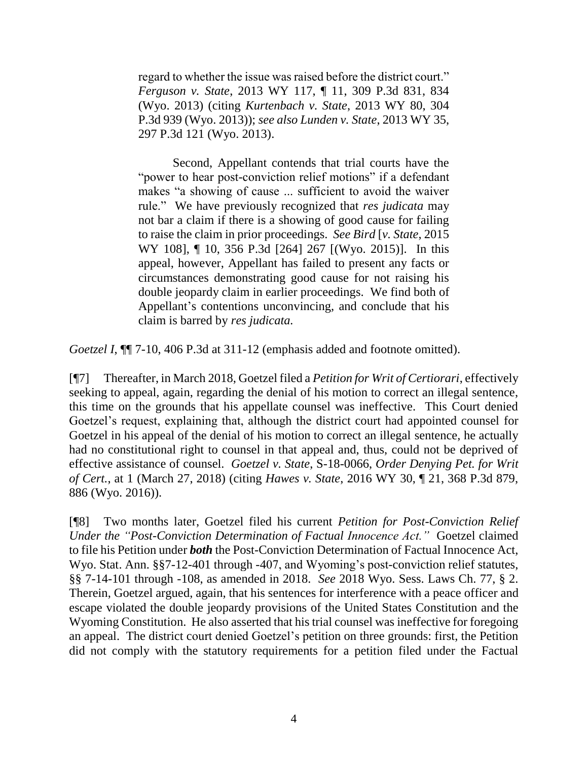> regard to whether the issue was raised before the district court." *Ferguson v. State*, 2013 WY 117, ¶ 11, 309 P.3d 831, 834 (Wyo. 2013) (citing *Kurtenbach v. State*, 2013 WY 80, 304 P.3d 939 (Wyo. 2013)); *see also Lunden v. State*, 2013 WY 35, 297 P.3d 121 (Wyo. 2013).
>
> Second, Appellant contends that trial courts have the "power to hear post-conviction relief motions" if a defendant makes "a showing of cause ... sufficient to avoid the waiver rule." We have previously recognized that *res judicata* may not bar a claim if there is a showing of good cause for failing to raise the claim in prior proceedings. *See Bird* [*v. State*, 2015 WY 108], ¶ 10, 356 P.3d [264] 267 [(Wyo. 2015)]. In this appeal, however, Appellant has failed to present any facts or circumstances demonstrating good cause for not raising his double jeopardy claim in earlier proceedings. We find both of Appellant's contentions unconvincing, and conclude that his claim is barred by *res judicata.*

*Goetzel I*, ¶¶ 7-10, 406 P.3d at 311-12 (emphasis added and footnote omitted).

[¶7] Thereafter, in March 2018, Goetzel filed a *Petition for Writ of Certiorari*, effectively seeking to appeal, again, regarding the denial of his motion to correct an illegal sentence, this time on the grounds that his appellate counsel was ineffective. This Court denied Goetzel's request, explaining that, although the district court had appointed counsel for Goetzel in his appeal of the denial of his motion to correct an illegal sentence, he actually had no constitutional right to counsel in that appeal and, thus, could not be deprived of effective assistance of counsel. *Goetzel v. State*, S-18-0066, *Order Denying Pet. for Writ of Cert.*, at 1 (March 27, 2018) (citing *Hawes v. State*, 2016 WY 30, ¶ 21, 368 P.3d 879, 886 (Wyo. 2016)).

[¶8] Two months later, Goetzel filed his current *Petition for Post-Conviction Relief Under the "Post-Conviction Determination of Factual Innocence Act."* Goetzel claimed to file his Petition under ***both*** the Post-Conviction Determination of Factual Innocence Act, Wyo. Stat. Ann. §§7-12-401 through -407, and Wyoming's post-conviction relief statutes, §§ 7-14-101 through -108, as amended in 2018. *See* 2018 Wyo. Sess. Laws Ch. 77, § 2. Therein, Goetzel argued, again, that his sentences for interference with a peace officer and escape violated the double jeopardy provisions of the United States Constitution and the Wyoming Constitution. He also asserted that his trial counsel was ineffective for foregoing an appeal. The district court denied Goetzel's petition on three grounds: first, the Petition did not comply with the statutory requirements for a petition filed under the Factual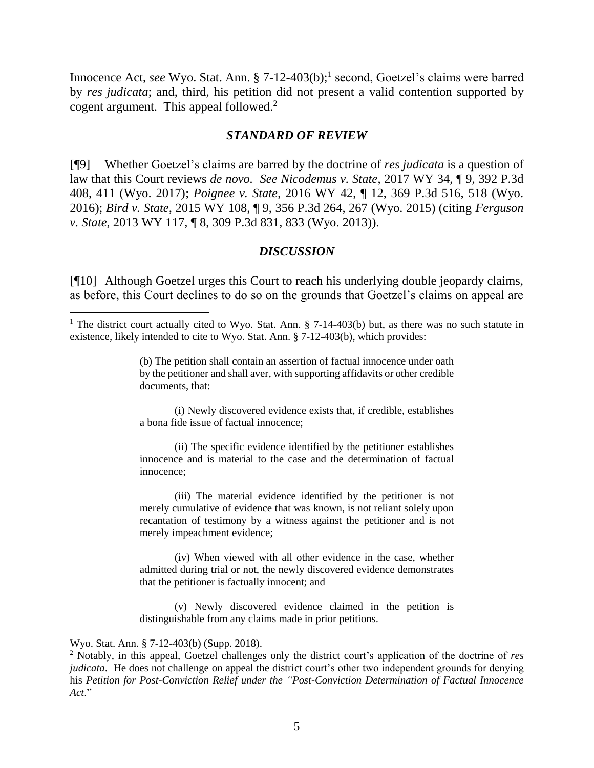Innocence Act, *see* Wyo. Stat. Ann. § 7-12-403(b);[1] second, Goetzel's claims were barred by *res judicata*; and, third, his petition did not present a valid contention supported by cogent argument. This appeal followed.[2]

### *STANDARD OF REVIEW*

[¶9] Whether Goetzel's claims are barred by the doctrine of *res judicata* is a question of law that this Court reviews *de novo. See Nicodemus v. State*, 2017 WY 34, ¶ 9, 392 P.3d 408, 411 (Wyo. 2017); *Poignee v. State*, 2016 WY 42, ¶ 12, 369 P.3d 516, 518 (Wyo. 2016); *Bird v. State*, 2015 WY 108, ¶ 9, 356 P.3d 264, 267 (Wyo. 2015) (citing *Ferguson v. State*, 2013 WY 117, ¶ 8, 309 P.3d 831, 833 (Wyo. 2013)).

### *DISCUSSION*

[¶10] Although Goetzel urges this Court to reach his underlying double jeopardy claims, as before, this Court declines to do so on the grounds that Goetzel's claims on appeal are

---

[1] The district court actually cited to Wyo. Stat. Ann. § 7-14-403(b) but, as there was no such statute in existence, likely intended to cite to Wyo. Stat. Ann. § 7-12-403(b), which provides:

> (b) The petition shall contain an assertion of factual innocence under oath by the petitioner and shall aver, with supporting affidavits or other credible documents, that:
>
> (i) Newly discovered evidence exists that, if credible, establishes a bona fide issue of factual innocence;
>
> (ii) The specific evidence identified by the petitioner establishes innocence and is material to the case and the determination of factual innocence;
>
> (iii) The material evidence identified by the petitioner is not merely cumulative of evidence that was known, is not reliant solely upon recantation of testimony by a witness against the petitioner and is not merely impeachment evidence;
>
> (iv) When viewed with all other evidence in the case, whether admitted during trial or not, the newly discovered evidence demonstrates that the petitioner is factually innocent; and
>
> (v) Newly discovered evidence claimed in the petition is distinguishable from any claims made in prior petitions.

Wyo. Stat. Ann. § 7-12-403(b) (Supp. 2018).

[2] Notably, in this appeal, Goetzel challenges only the district court's application of the doctrine of *res judicata*. He does not challenge on appeal the district court's other two independent grounds for denying his *Petition for Post-Conviction Relief under the "Post-Conviction Determination of Factual Innocence Act*."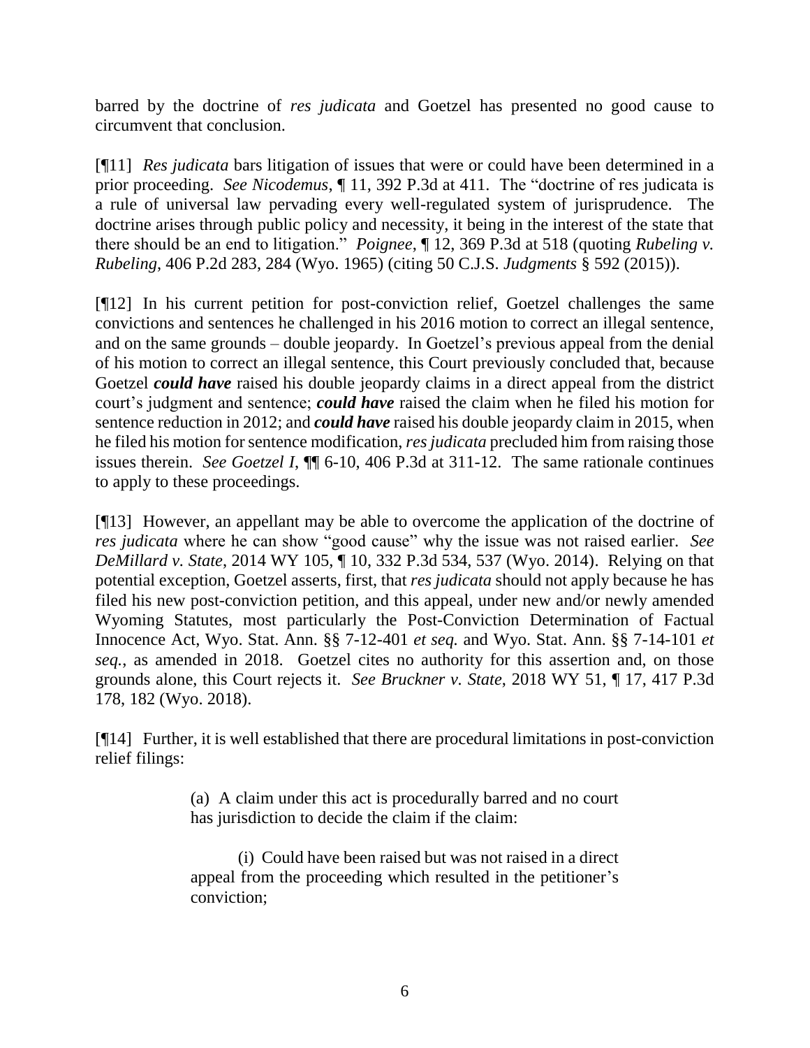barred by the doctrine of *res judicata* and Goetzel has presented no good cause to circumvent that conclusion.

[¶11] *Res judicata* bars litigation of issues that were or could have been determined in a prior proceeding. *See Nicodemus*, ¶ 11, 392 P.3d at 411. The "doctrine of res judicata is a rule of universal law pervading every well-regulated system of jurisprudence. The doctrine arises through public policy and necessity, it being in the interest of the state that there should be an end to litigation." *Poignee*, ¶ 12, 369 P.3d at 518 (quoting *Rubeling v. Rubeling*, 406 P.2d 283, 284 (Wyo. 1965) (citing 50 C.J.S. *Judgments* § 592 (2015)).

[¶12] In his current petition for post-conviction relief, Goetzel challenges the same convictions and sentences he challenged in his 2016 motion to correct an illegal sentence, and on the same grounds – double jeopardy. In Goetzel's previous appeal from the denial of his motion to correct an illegal sentence, this Court previously concluded that, because Goetzel ***could have*** raised his double jeopardy claims in a direct appeal from the district court's judgment and sentence; ***could have*** raised the claim when he filed his motion for sentence reduction in 2012; and ***could have*** raised his double jeopardy claim in 2015, when he filed his motion for sentence modification, *res judicata* precluded him from raising those issues therein. *See Goetzel I*, ¶¶ 6-10, 406 P.3d at 311-12. The same rationale continues to apply to these proceedings.

[¶13] However, an appellant may be able to overcome the application of the doctrine of *res judicata* where he can show "good cause" why the issue was not raised earlier. *See DeMillard v. State*, 2014 WY 105, ¶ 10, 332 P.3d 534, 537 (Wyo. 2014). Relying on that potential exception, Goetzel asserts, first, that *res judicata* should not apply because he has filed his new post-conviction petition, and this appeal, under new and/or newly amended Wyoming Statutes, most particularly the Post-Conviction Determination of Factual Innocence Act, Wyo. Stat. Ann. §§ 7-12-401 *et seq.* and Wyo. Stat. Ann. §§ 7-14-101 *et seq.*, as amended in 2018. Goetzel cites no authority for this assertion and, on those grounds alone, this Court rejects it. *See Bruckner v. State*, 2018 WY 51, ¶ 17, 417 P.3d 178, 182 (Wyo. 2018).

[¶14] Further, it is well established that there are procedural limitations in post-conviction relief filings:

> (a) A claim under this act is procedurally barred and no court has jurisdiction to decide the claim if the claim:
>
> (i) Could have been raised but was not raised in a direct appeal from the proceeding which resulted in the petitioner's conviction;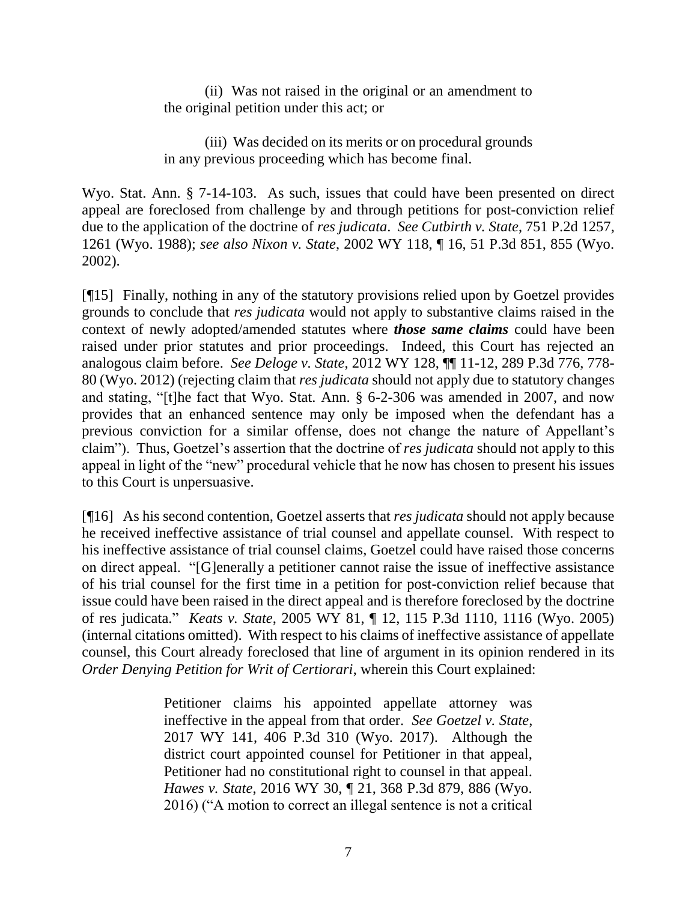> (ii) Was not raised in the original or an amendment to the original petition under this act; or
>
> (iii) Was decided on its merits or on procedural grounds in any previous proceeding which has become final.

Wyo. Stat. Ann. § 7-14-103. As such, issues that could have been presented on direct appeal are foreclosed from challenge by and through petitions for post-conviction relief due to the application of the doctrine of *res judicata*. *See Cutbirth v. State*, 751 P.2d 1257, 1261 (Wyo. 1988); *see also Nixon v. State*, 2002 WY 118, ¶ 16, 51 P.3d 851, 855 (Wyo. 2002).

[¶15] Finally, nothing in any of the statutory provisions relied upon by Goetzel provides grounds to conclude that *res judicata* would not apply to substantive claims raised in the context of newly adopted/amended statutes where ***those same claims*** could have been raised under prior statutes and prior proceedings. Indeed, this Court has rejected an analogous claim before. *See Deloge v. State*, 2012 WY 128, ¶¶ 11-12, 289 P.3d 776, 778-80 (Wyo. 2012) (rejecting claim that *res judicata* should not apply due to statutory changes and stating, "[t]he fact that Wyo. Stat. Ann. § 6-2-306 was amended in 2007, and now provides that an enhanced sentence may only be imposed when the defendant has a previous conviction for a similar offense, does not change the nature of Appellant's claim"). Thus, Goetzel's assertion that the doctrine of *res judicata* should not apply to this appeal in light of the "new" procedural vehicle that he now has chosen to present his issues to this Court is unpersuasive.

[¶16] As his second contention, Goetzel asserts that *res judicata* should not apply because he received ineffective assistance of trial counsel and appellate counsel. With respect to his ineffective assistance of trial counsel claims, Goetzel could have raised those concerns on direct appeal. "[G]enerally a petitioner cannot raise the issue of ineffective assistance of his trial counsel for the first time in a petition for post-conviction relief because that issue could have been raised in the direct appeal and is therefore foreclosed by the doctrine of res judicata." *Keats v. State*, 2005 WY 81, ¶ 12, 115 P.3d 1110, 1116 (Wyo. 2005) (internal citations omitted). With respect to his claims of ineffective assistance of appellate counsel, this Court already foreclosed that line of argument in its opinion rendered in its *Order Denying Petition for Writ of Certiorari*, wherein this Court explained:

> Petitioner claims his appointed appellate attorney was ineffective in the appeal from that order. *See Goetzel v. State*, 2017 WY 141, 406 P.3d 310 (Wyo. 2017). Although the district court appointed counsel for Petitioner in that appeal, Petitioner had no constitutional right to counsel in that appeal. *Hawes v. State*, 2016 WY 30, ¶ 21, 368 P.3d 879, 886 (Wyo. 2016) ("A motion to correct an illegal sentence is not a critical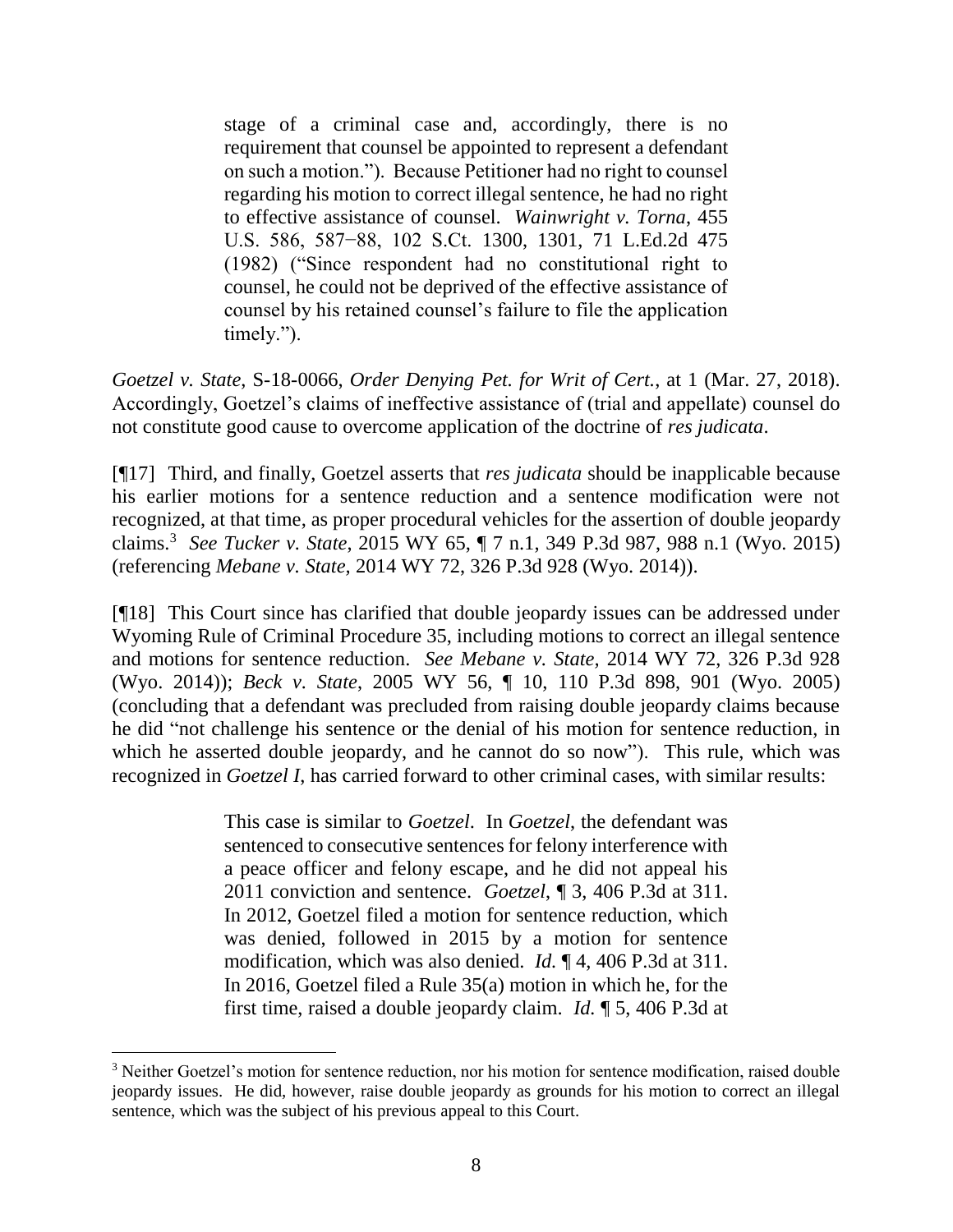> stage of a criminal case and, accordingly, there is no requirement that counsel be appointed to represent a defendant on such a motion."). Because Petitioner had no right to counsel regarding his motion to correct illegal sentence, he had no right to effective assistance of counsel. *Wainwright v. Torna*, 455 U.S. 586, 587−88, 102 S.Ct. 1300, 1301, 71 L.Ed.2d 475 (1982) ("Since respondent had no constitutional right to counsel, he could not be deprived of the effective assistance of counsel by his retained counsel's failure to file the application timely.").

*Goetzel v. State*, S-18-0066, *Order Denying Pet. for Writ of Cert.*, at 1 (Mar. 27, 2018). Accordingly, Goetzel's claims of ineffective assistance of (trial and appellate) counsel do not constitute good cause to overcome application of the doctrine of *res judicata*.

[¶17] Third, and finally, Goetzel asserts that *res judicata* should be inapplicable because his earlier motions for a sentence reduction and a sentence modification were not recognized, at that time, as proper procedural vehicles for the assertion of double jeopardy claims.[3] *See Tucker v. State*, 2015 WY 65, ¶ 7 n.1, 349 P.3d 987, 988 n.1 (Wyo. 2015) (referencing *Mebane v. State*, 2014 WY 72, 326 P.3d 928 (Wyo. 2014)).

[¶18] This Court since has clarified that double jeopardy issues can be addressed under Wyoming Rule of Criminal Procedure 35, including motions to correct an illegal sentence and motions for sentence reduction. *See Mebane v. State*, 2014 WY 72, 326 P.3d 928 (Wyo. 2014)); *Beck v. State*, 2005 WY 56, ¶ 10, 110 P.3d 898, 901 (Wyo. 2005) (concluding that a defendant was precluded from raising double jeopardy claims because he did "not challenge his sentence or the denial of his motion for sentence reduction, in which he asserted double jeopardy, and he cannot do so now"). This rule, which was recognized in *Goetzel I*, has carried forward to other criminal cases, with similar results:

> This case is similar to *Goetzel*. In *Goetzel*, the defendant was sentenced to consecutive sentences for felony interference with a peace officer and felony escape, and he did not appeal his 2011 conviction and sentence. *Goetzel*, ¶ 3, 406 P.3d at 311. In 2012, Goetzel filed a motion for sentence reduction, which was denied, followed in 2015 by a motion for sentence modification, which was also denied. *Id.* ¶ 4, 406 P.3d at 311. In 2016, Goetzel filed a Rule 35(a) motion in which he, for the first time, raised a double jeopardy claim. *Id.* ¶ 5, 406 P.3d at

[3] Neither Goetzel's motion for sentence reduction, nor his motion for sentence modification, raised double jeopardy issues. He did, however, raise double jeopardy as grounds for his motion to correct an illegal sentence, which was the subject of his previous appeal to this Court.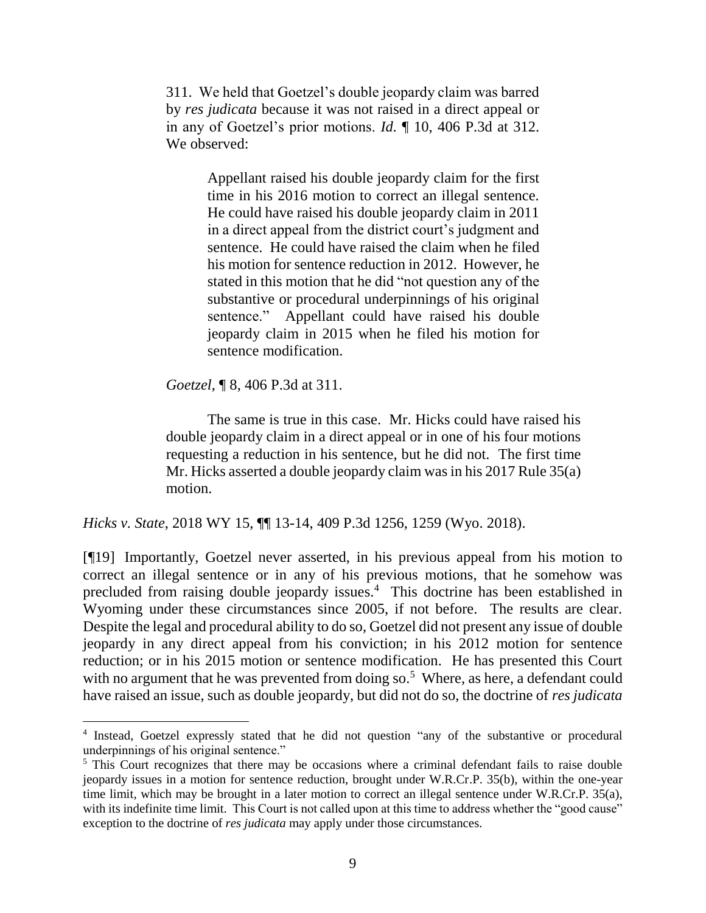> 311. We held that Goetzel's double jeopardy claim was barred by *res judicata* because it was not raised in a direct appeal or in any of Goetzel's prior motions. *Id.* ¶ 10, 406 P.3d at 312. We observed:
>
> > Appellant raised his double jeopardy claim for the first time in his 2016 motion to correct an illegal sentence. He could have raised his double jeopardy claim in 2011 in a direct appeal from the district court's judgment and sentence. He could have raised the claim when he filed his motion for sentence reduction in 2012. However, he stated in this motion that he did "not question any of the substantive or procedural underpinnings of his original sentence." Appellant could have raised his double jeopardy claim in 2015 when he filed his motion for sentence modification.
>
> *Goetzel*, ¶ 8, 406 P.3d at 311.
>
> The same is true in this case. Mr. Hicks could have raised his double jeopardy claim in a direct appeal or in one of his four motions requesting a reduction in his sentence, but he did not. The first time Mr. Hicks asserted a double jeopardy claim was in his 2017 Rule 35(a) motion.

*Hicks v. State*, 2018 WY 15, ¶¶ 13-14, 409 P.3d 1256, 1259 (Wyo. 2018).

[¶19] Importantly, Goetzel never asserted, in his previous appeal from his motion to correct an illegal sentence or in any of his previous motions, that he somehow was precluded from raising double jeopardy issues.[4] This doctrine has been established in Wyoming under these circumstances since 2005, if not before. The results are clear. Despite the legal and procedural ability to do so, Goetzel did not present any issue of double jeopardy in any direct appeal from his conviction; in his 2012 motion for sentence reduction; or in his 2015 motion or sentence modification. He has presented this Court with no argument that he was prevented from doing so.[5] Where, as here, a defendant could have raised an issue, such as double jeopardy, but did not do so, the doctrine of *res judicata*

---

[4] Instead, Goetzel expressly stated that he did not question "any of the substantive or procedural underpinnings of his original sentence."

[5] This Court recognizes that there may be occasions where a criminal defendant fails to raise double jeopardy issues in a motion for sentence reduction, brought under W.R.Cr.P. 35(b), within the one-year time limit, which may be brought in a later motion to correct an illegal sentence under W.R.Cr.P. 35(a), with its indefinite time limit. This Court is not called upon at this time to address whether the "good cause" exception to the doctrine of *res judicata* may apply under those circumstances.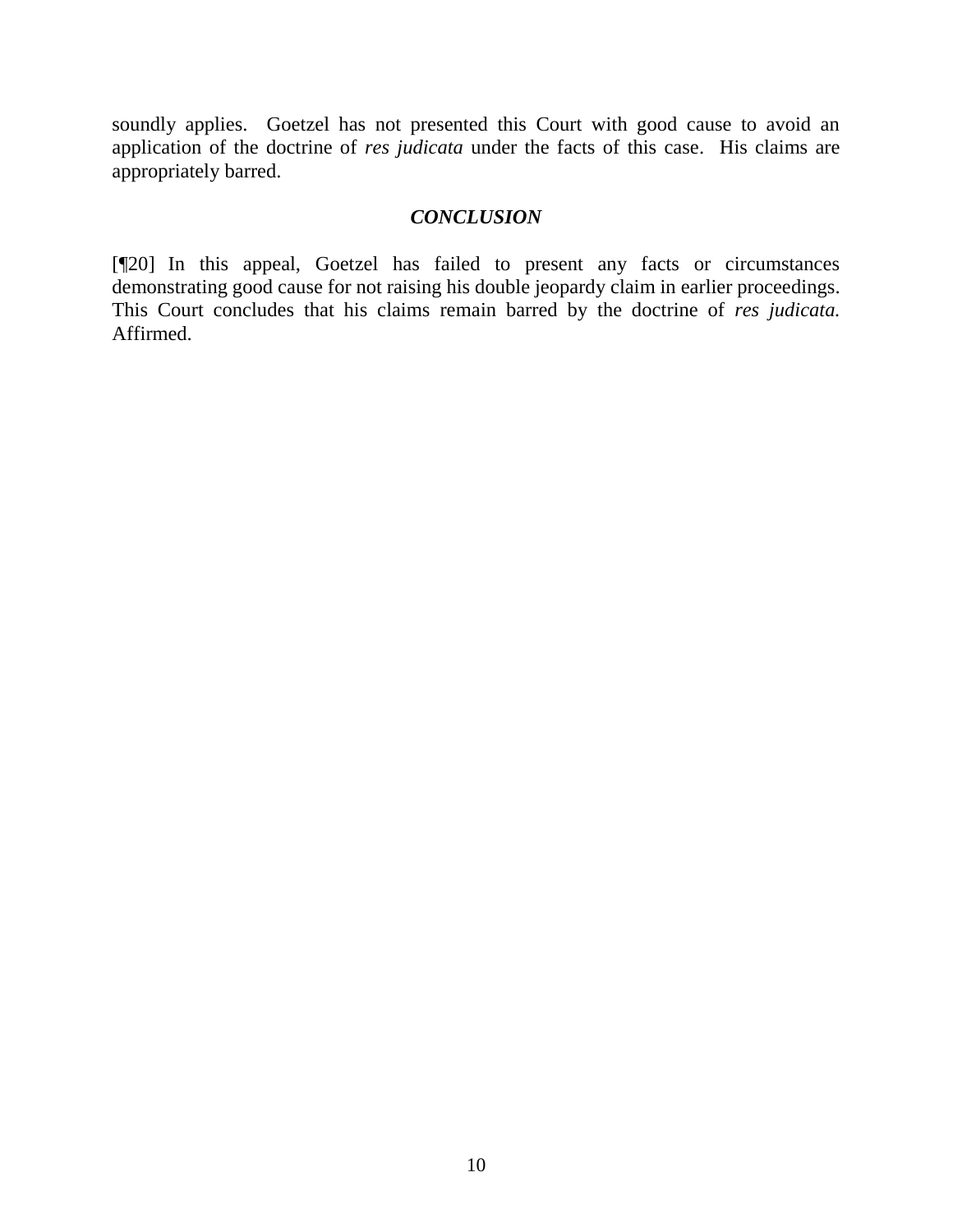soundly applies. Goetzel has not presented this Court with good cause to avoid an application of the doctrine of *res judicata* under the facts of this case. His claims are appropriately barred.

## ***CONCLUSION***

[¶20] In this appeal, Goetzel has failed to present any facts or circumstances demonstrating good cause for not raising his double jeopardy claim in earlier proceedings. This Court concludes that his claims remain barred by the doctrine of *res judicata.* Affirmed.